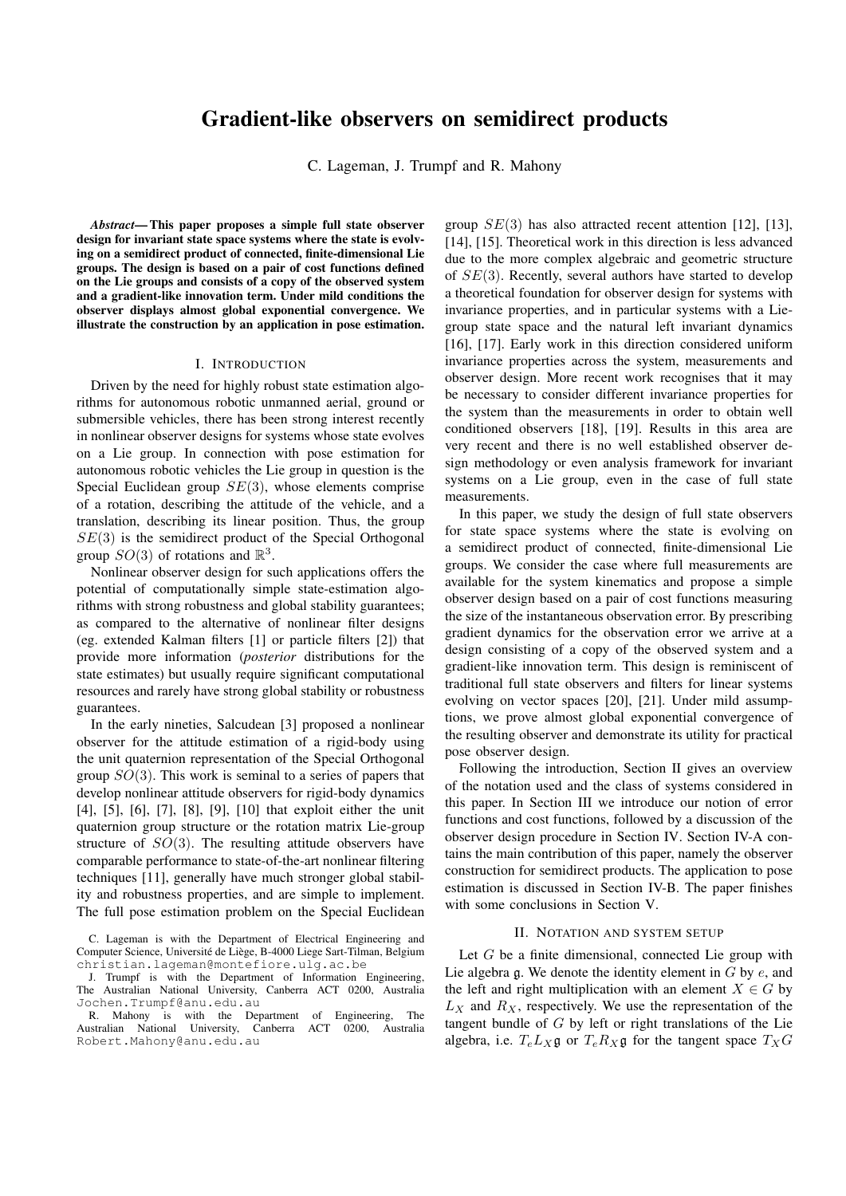# Gradient-like observers on semidirect products

C. Lageman, J. Trumpf and R. Mahony

***Abstract*— This paper proposes a simple full state observer design for invariant state space systems where the state is evolving on a semidirect product of connected, finite-dimensional Lie groups. The design is based on a pair of cost functions defined on the Lie groups and consists of a copy of the observed system and a gradient-like innovation term. Under mild conditions the observer displays almost global exponential convergence. We illustrate the construction by an application in pose estimation.**

## I. Introduction

Driven by the need for highly robust state estimation algorithms for autonomous robotic unmanned aerial, ground or submersible vehicles, there has been strong interest recently in nonlinear observer designs for systems whose state evolves on a Lie group. In connection with pose estimation for autonomous robotic vehicles the Lie group in question is the Special Euclidean group $SE(3)$, whose elements comprise of a rotation, describing the attitude of the vehicle, and a translation, describing its linear position. Thus, the group $SE(3)$ is the semidirect product of the Special Orthogonal group $SO(3)$ of rotations and $\mathbb{R}^3$.

Nonlinear observer design for such applications offers the potential of computationally simple state-estimation algorithms with strong robustness and global stability guarantees; as compared to the alternative of nonlinear filter designs (eg. extended Kalman filters [1] or particle filters [2]) that provide more information (*posterior* distributions for the state estimates) but usually require significant computational resources and rarely have strong global stability or robustness guarantees.

In the early nineties, Salcudean [3] proposed a nonlinear observer for the attitude estimation of a rigid-body using the unit quaternion representation of the Special Orthogonal group $SO(3)$. This work is seminal to a series of papers that develop nonlinear attitude observers for rigid-body dynamics [4], [5], [6], [7], [8], [9], [10] that exploit either the unit quaternion group structure or the rotation matrix Lie-group structure of $SO(3)$. The resulting attitude observers have comparable performance to state-of-the-art nonlinear filtering techniques [11], generally have much stronger global stability and robustness properties, and are simple to implement. The full pose estimation problem on the Special Euclidean group $SE(3)$ has also attracted recent attention [12], [13], [14], [15]. Theoretical work in this direction is less advanced due to the more complex algebraic and geometric structure of $SE(3)$. Recently, several authors have started to develop a theoretical foundation for observer design for systems with invariance properties, and in particular systems with a Lie-group state space and the natural left invariant dynamics [16], [17]. Early work in this direction considered uniform invariance properties across the system, measurements and observer design. More recent work recognises that it may be necessary to consider different invariance properties for the system than the measurements in order to obtain well conditioned observers [18], [19]. Results in this area are very recent and there is no well established observer design methodology or even analysis framework for invariant systems on a Lie group, even in the case of full state measurements.

In this paper, we study the design of full state observers for state space systems where the state is evolving on a semidirect product of connected, finite-dimensional Lie groups. We consider the case where full measurements are available for the system kinematics and propose a simple observer design based on a pair of cost functions measuring the size of the instantaneous observation error. By prescribing gradient dynamics for the observation error we arrive at a design consisting of a copy of the observed system and a gradient-like innovation term. This design is reminiscent of traditional full state observers and filters for linear systems evolving on vector spaces [20], [21]. Under mild assumptions, we prove almost global exponential convergence of the resulting observer and demonstrate its utility for practical pose observer design.

Following the introduction, Section II gives an overview of the notation used and the class of systems considered in this paper. In Section III we introduce our notion of error functions and cost functions, followed by a discussion of the observer design procedure in Section IV. Section IV-A contains the main contribution of this paper, namely the observer construction for semidirect products. The application to pose estimation is discussed in Section IV-B. The paper finishes with some conclusions in Section V.

## II. Notation and system setup

Let $G$ be a finite dimensional, connected Lie group with Lie algebra $\mathfrak{g}$. We denote the identity element in $G$ by $e$, and the left and right multiplication with an element $X \in G$ by $L_X$ and $R_X$, respectively. We use the representation of the tangent bundle of $G$ by left or right translations of the Lie algebra, i.e. $T_eL_X\mathfrak{g}$ or $T_eR_X\mathfrak{g}$ for the tangent space $T_XG$

C. Lageman is with the Department of Electrical Engineering and Computer Science, Université de Liège, B-4000 Liege Sart-Tilman, Belgium christian.lageman@montefiore.ulg.ac.be

J. Trumpf is with the Department of Information Engineering, The Australian National University, Canberra ACT 0200, Australia Jochen.Trumpf@anu.edu.au

R. Mahony is with the Department of Engineering, The Australian National University, Canberra ACT 0200, Australia Robert.Mahony@anu.edu.au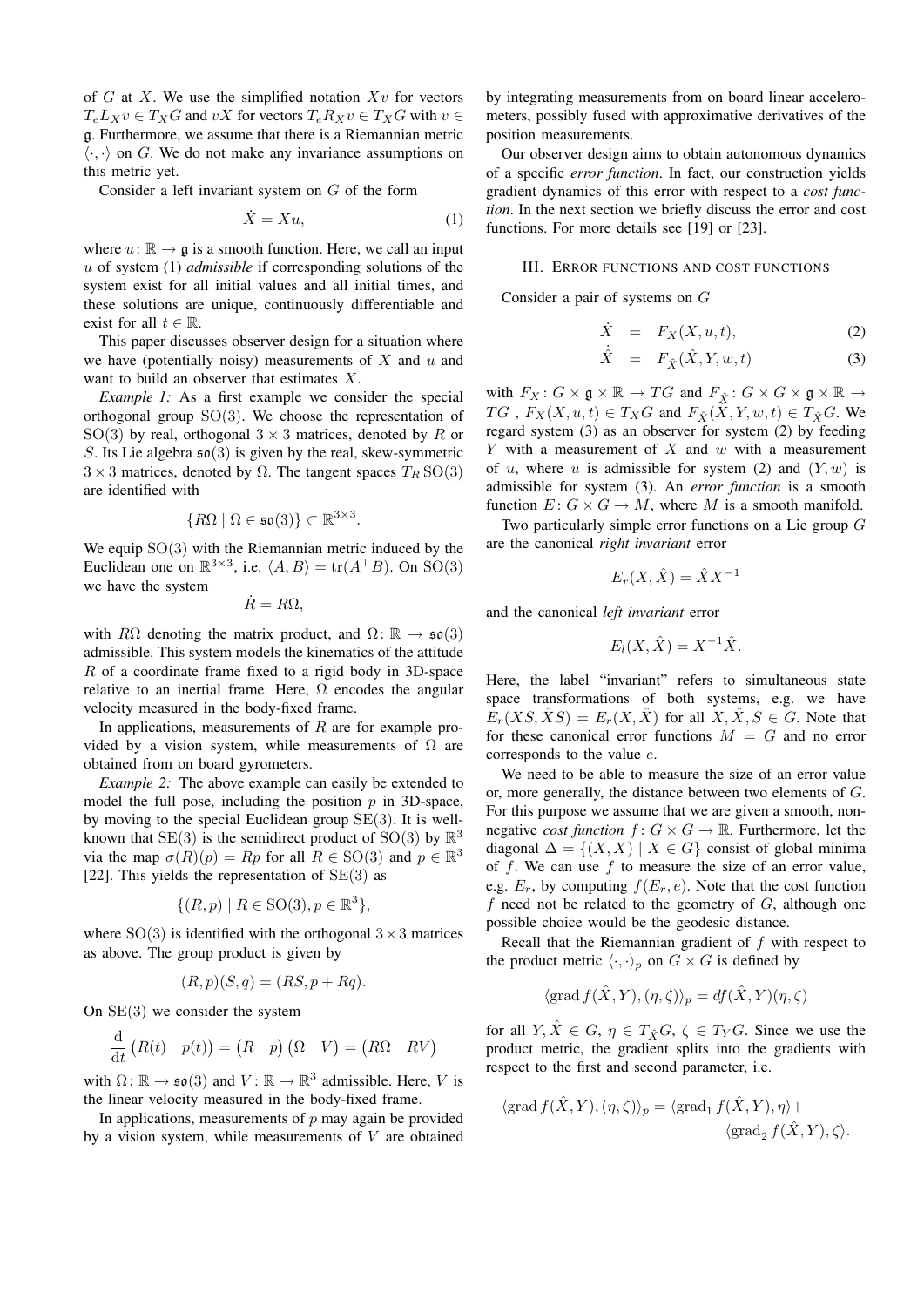of $G$ at $X$. We use the simplified notation $Xv$ for vectors $T_eL_X v \in T_XG$ and $vX$ for vectors $T_eR_X v \in T_XG$ with $v \in \mathfrak{g}$. Furthermore, we assume that there is a Riemannian metric $\langle \cdot, \cdot \rangle$ on $G$. We do not make any invariance assumptions on this metric yet.

Consider a left invariant system on $G$ of the form

$$\dot{X} = Xu, \tag{1}$$

where $u\colon \mathbb{R} \to \mathfrak{g}$ is a smooth function. Here, we call an input $u$ of system (1) *admissible* if corresponding solutions of the system exist for all initial values and all initial times, and these solutions are unique, continuously differentiable and exist for all $t \in \mathbb{R}$.

This paper discusses observer design for a situation where we have (potentially noisy) measurements of $X$ and $u$ and want to build an observer that estimates $X$.

*Example 1:* As a first example we consider the special orthogonal group $\mathrm{SO}(3)$. We choose the representation of $\mathrm{SO}(3)$ by real, orthogonal $3 \times 3$ matrices, denoted by $R$ or $S$. Its Lie algebra $\mathfrak{so}(3)$ is given by the real, skew-symmetric $3 \times 3$ matrices, denoted by $\Omega$. The tangent spaces $T_R\,\mathrm{SO}(3)$ are identified with

$$\{R\Omega \mid \Omega \in \mathfrak{so}(3)\} \subset \mathbb{R}^{3\times 3}.$$

We equip $\mathrm{SO}(3)$ with the Riemannian metric induced by the Euclidean one on $\mathbb{R}^{3\times 3}$, i.e. $\langle A, B\rangle = \mathrm{tr}(A^\top B)$. On $\mathrm{SO}(3)$ we have the system

$$\dot{R} = R\Omega,$$

with $R\Omega$ denoting the matrix product, and $\Omega\colon \mathbb{R} \to \mathfrak{so}(3)$ admissible. This system models the kinematics of the attitude $R$ of a coordinate frame fixed to a rigid body in 3D-space relative to an inertial frame. Here, $\Omega$ encodes the angular velocity measured in the body-fixed frame.

In applications, measurements of $R$ are for example provided by a vision system, while measurements of $\Omega$ are obtained from on board gyrometers.

*Example 2:* The above example can easily be extended to model the full pose, including the position $p$ in 3D-space, by moving to the special Euclidean group $\mathrm{SE}(3)$. It is well-known that $\mathrm{SE}(3)$ is the semidirect product of $\mathrm{SO}(3)$ by $\mathbb{R}^3$ via the map $\sigma(R)(p) = Rp$ for all $R \in \mathrm{SO}(3)$ and $p \in \mathbb{R}^3$ [22]. This yields the representation of $\mathrm{SE}(3)$ as

$$\{(R, p) \mid R \in \mathrm{SO}(3), p \in \mathbb{R}^3\},$$

where $\mathrm{SO}(3)$ is identified with the orthogonal $3\times 3$ matrices as above. The group product is given by

$$(R, p)(S, q) = (RS, p + Rq).$$

On $\mathrm{SE}(3)$ we consider the system

$$\frac{\mathrm{d}}{\mathrm{d}t}\begin{pmatrix} R(t) & p(t)\end{pmatrix} = \begin{pmatrix} R & p\end{pmatrix}\begin{pmatrix} \Omega & V\end{pmatrix} = \begin{pmatrix} R\Omega & RV\end{pmatrix}$$

with $\Omega\colon \mathbb{R} \to \mathfrak{so}(3)$ and $V\colon \mathbb{R} \to \mathbb{R}^3$ admissible. Here, $V$ is the linear velocity measured in the body-fixed frame.

In applications, measurements of $p$ may again be provided by a vision system, while measurements of $V$ are obtained by integrating measurements from on board linear accelerometers, possibly fused with approximative derivatives of the position measurements.

Our observer design aims to obtain autonomous dynamics of a specific *error function*. In fact, our construction yields gradient dynamics of this error with respect to a *cost function*. In the next section we briefly discuss the error and cost functions. For more details see [19] or [23].

## III. Error functions and cost functions

Consider a pair of systems on $G$

$$\dot{X} = F_X(X, u, t), \tag{2}$$

$$\dot{\hat{X}} = F_{\hat{X}}(\hat{X}, Y, w, t) \tag{3}$$

with $F_X\colon G \times \mathfrak{g} \times \mathbb{R} \to TG$ and $F_{\hat{X}}\colon G \times G \times \mathfrak{g} \times \mathbb{R} \to TG$ , $F_X(X, u, t) \in T_XG$ and $F_{\hat{X}}(\hat{X}, Y, w, t) \in T_{\hat{X}}G$. We regard system (3) as an observer for system (2) by feeding $Y$ with a measurement of $X$ and $w$ with a measurement of $u$, where $u$ is admissible for system (2) and $(Y, w)$ is admissible for system (3). An *error function* is a smooth function $E\colon G \times G \to M$, where $M$ is a smooth manifold.

Two particularly simple error functions on a Lie group $G$ are the canonical *right invariant* error

$$E_r(X, \hat{X}) = \hat{X}X^{-1}$$

and the canonical *left invariant* error

$$E_l(X, \hat{X}) = X^{-1}\hat{X}.$$

Here, the label "invariant" refers to simultaneous state space transformations of both systems, e.g. we have $E_r(XS, \hat{X}S) = E_r(X, \hat{X})$ for all $X, \hat{X}, S \in G$. Note that for these canonical error functions $M = G$ and no error corresponds to the value $e$.

We need to be able to measure the size of an error value or, more generally, the distance between two elements of $G$. For this purpose we assume that we are given a smooth, non-negative *cost function* $f\colon G \times G \to \mathbb{R}$. Furthermore, let the diagonal $\Delta = \{(X, X) \mid X \in G\}$ consist of global minima of $f$. We can use $f$ to measure the size of an error value, e.g. $E_r$, by computing $f(E_r, e)$. Note that the cost function $f$ need not be related to the geometry of $G$, although one possible choice would be the geodesic distance.

Recall that the Riemannian gradient of $f$ with respect to the product metric $\langle \cdot, \cdot \rangle_p$ on $G \times G$ is defined by

$$\langle \operatorname{grad} f(\hat{X}, Y), (\eta, \zeta)\rangle_p = df(\hat{X}, Y)(\eta, \zeta)$$

for all $Y, \hat{X} \in G$, $\eta \in T_{\hat{X}}G$, $\zeta \in T_YG$. Since we use the product metric, the gradient splits into the gradients with respect to the first and second parameter, i.e.

$$\langle \operatorname{grad} f(\hat{X}, Y), (\eta, \zeta)\rangle_p = \langle \operatorname{grad}_1 f(\hat{X}, Y), \eta\rangle + \langle \operatorname{grad}_2 f(\hat{X}, Y), \zeta\rangle.$$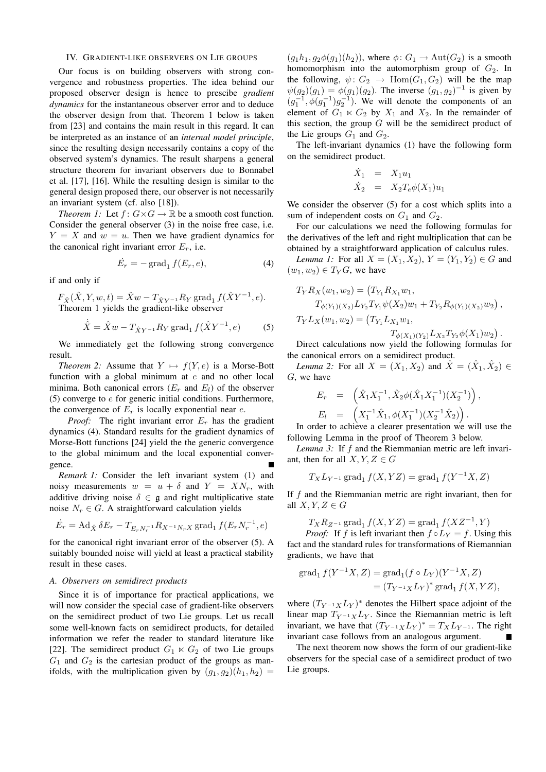## IV. Gradient-like observers on Lie groups

Our focus is on building observers with strong convergence and robustness properties. The idea behind our proposed observer design is hence to prescibe *gradient dynamics* for the instantaneous observer error and to deduce the observer design from that. Theorem 1 below is taken from [23] and contains the main result in this regard. It can be interpreted as an instance of an *internal model principle*, since the resulting design necessarily contains a copy of the observed system's dynamics. The result sharpens a general structure theorem for invariant observers due to Bonnabel et al. [17], [16]. While the resulting design is similar to the general design proposed there, our observer is not necessarily an invariant system (cf. also [18]).

*Theorem 1:* Let $f\colon G\times G\to\mathbb{R}$ be a smooth cost function. Consider the general observer (3) in the noise free case, i.e. $Y=X$ and $w=u$. Then we have gradient dynamics for the canonical right invariant error $E_r$, i.e.

$$\dot{E}_r = -\operatorname{grad}_1 f(E_r, e), \tag{4}$$

if and only if

$F_{\hat{X}}(\hat{X}, Y, w, t) = \hat{X}w - T_{\hat{X}Y^{-1}}R_Y \operatorname{grad}_1 f(\hat{X}Y^{-1}, e)$.

Theorem 1 yields the gradient-like observer

$$\dot{\hat{X}} = \hat{X}w - T_{\hat{X}Y^{-1}}R_Y \operatorname{grad}_1 f(\hat{X}Y^{-1}, e) \tag{5}$$

We immediately get the following strong convergence result.

*Theorem 2:* Assume that $Y\mapsto f(Y,e)$ is a Morse-Bott function with a global minimum at $e$ and no other local minima. Both canonical errors ($E_r$ and $E_l$) of the observer (5) converge to $e$ for generic initial conditions. Furthermore, the convergence of $E_r$ is locally exponential near $e$.

*Proof:* The right invariant error $E_r$ has the gradient dynamics (4). Standard results for the gradient dynamics of Morse-Bott functions [24] yield the the generic convergence to the global minimum and the local exponential convergence. ■

*Remark 1:* Consider the left invariant system (1) and noisy measurements $w=u+\delta$ and $Y=XN_r$, with additive driving noise $\delta\in\mathfrak{g}$ and right multiplicative state noise $N_r\in G$. A straightforward calculation yields

$$\dot{E}_r = \operatorname{Ad}_{\hat{X}}\delta E_r - T_{E_rN_r^{-1}}R_{X^{-1}N_rX}\operatorname{grad}_1 f(E_rN_r^{-1}, e)$$

for the canonical right invariant error of the observer (5). A suitably bounded noise will yield at least a practical stability result in these cases.

### A. Observers on semidirect products

Since it is of importance for practical applications, we will now consider the special case of gradient-like observers on the semidirect product of two Lie groups. Let us recall some well-known facts on semidirect products, for detailed information we refer the reader to standard literature like [22]. The semidirect product $G_1\ltimes G_2$ of two Lie groups $G_1$ and $G_2$ is the cartesian product of the groups as manifolds, with the multiplication given by $(g_1,g_2)(h_1,h_2) = (g_1h_1, g_2\phi(g_1)(h_2))$, where $\phi\colon G_1\to\operatorname{Aut}(G_2)$ is a smooth homomorphism into the automorphism group of $G_2$. In the following, $\psi\colon G_2\to\operatorname{Hom}(G_1,G_2)$ will be the map $\psi(g_2)(g_1)=\phi(g_1)(g_2)$. The inverse $(g_1,g_2)^{-1}$ is given by $(g_1^{-1}, \phi(g_1^{-1})g_2^{-1})$. We will denote the components of an element of $G_1\ltimes G_2$ by $X_1$ and $X_2$. In the remainder of this section, the group $G$ will be the semidirect product of the Lie groups $G_1$ and $G_2$.

The left-invariant dynamics (1) have the following form on the semidirect product.

$$\begin{aligned}\dot{X}_1 &= X_1u_1\\ \dot{X}_2 &= X_2T_e\phi(X_1)u_1\end{aligned}$$

We consider the observer (5) for a cost which splits into a sum of independent costs on $G_1$ and $G_2$.

For our calculations we need the following formulas for the derivatives of the left and right multiplication that can be obtained by a straightforward application of calculus rules.

*Lemma 1:* For all $X=(X_1,X_2)$, $Y=(Y_1,Y_2)\in G$ and $(w_1,w_2)\in T_YG$, we have

$$\begin{aligned}T_YR_X(w_1,w_2) &= \big(T_{Y_1}R_{X_1}w_1,\\ &\quad T_{\phi(Y_1)(X_2)}L_{Y_2}T_{Y_1}\psi(X_2)w_1 + T_{Y_2}R_{\phi(Y_1)(X_2)}w_2\big),\\ T_YL_X(w_1,w_2) &= \big(T_{Y_1}L_{X_1}w_1,\\ &\quad T_{\phi(X_1)(Y_2)}L_{X_2}T_{Y_2}\phi(X_1)w_2\big).\end{aligned}$$

Direct calculations now yield the following formulas for the canonical errors on a semidirect product.

*Lemma 2:* For all $X=(X_1,X_2)$ and $\hat{X}=(\hat{X}_1,\hat{X}_2)\in G$, we have

$$\begin{aligned}E_r &= \Big(\hat{X}_1X_1^{-1}, \hat{X}_2\phi(\hat{X}_1X_1^{-1})(X_2^{-1})\Big),\\ E_l &= \Big(X_1^{-1}\hat{X}_1, \phi(X_1^{-1})(X_2^{-1}\hat{X}_2)\Big).\end{aligned}$$

In order to achieve a clearer presentation we will use the following Lemma in the proof of Theorem 3 below.

*Lemma 3:* If $f$ and the Riemmanian metric are left invariant, then for all $X,Y,Z\in G$

$$T_XL_{Y^{-1}}\operatorname{grad}_1 f(X, YZ) = \operatorname{grad}_1 f(Y^{-1}X, Z)$$

If $f$ and the Riemmanian metric are right invariant, then for all $X,Y,Z\in G$

$$T_XR_{Z^{-1}}\operatorname{grad}_1 f(X, YZ) = \operatorname{grad}_1 f(XZ^{-1}, Y)$$

*Proof:* If $f$ is left invariant then $f\circ L_Y = f$. Using this fact and the standard rules for transformations of Riemannian gradients, we have that

$$\begin{aligned}\operatorname{grad}_1 f(Y^{-1}X, Z) &= \operatorname{grad}_1(f\circ L_Y)(Y^{-1}X, Z)\\ &= (T_{Y^{-1}X}L_Y)^*\operatorname{grad}_1 f(X, YZ),\end{aligned}$$

where $(T_{Y^{-1}X}L_Y)^*$ denotes the Hilbert space adjoint of the linear map $T_{Y^{-1}X}L_Y$. Since the Riemannian metric is left invariant, we have that $(T_{Y^{-1}X}L_Y)^* = T_XL_{Y^{-1}}$. The right invariant case follows from an analogous argument. ■

The next theorem now shows the form of our gradient-like observers for the special case of a semidirect product of two Lie groups.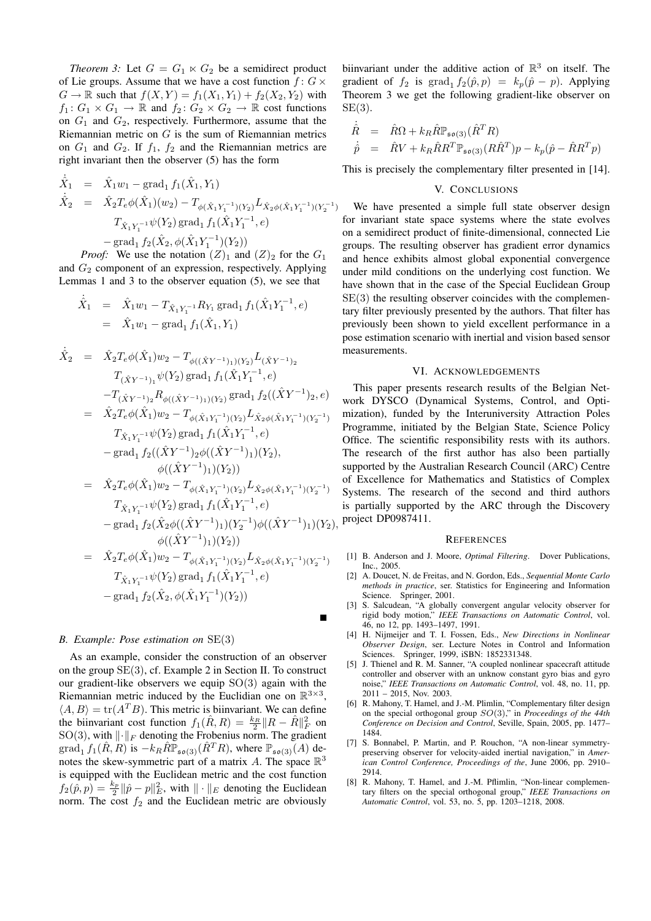*Theorem 3:* Let $G = G_1 \ltimes G_2$ be a semidirect product of Lie groups. Assume that we have a cost function $f\colon G \times G \to \mathbb{R}$ such that $f(X,Y) = f_1(X_1,Y_1) + f_2(X_2,Y_2)$ with $f_1\colon G_1 \times G_1 \to \mathbb{R}$ and $f_2\colon G_2 \times G_2 \to \mathbb{R}$ cost functions on $G_1$ and $G_2$, respectively. Furthermore, assume that the Riemannian metric on $G$ is the sum of Riemannian metrics on $G_1$ and $G_2$. If $f_1$, $f_2$ and the Riemannian metrics are right invariant then the observer (5) has the form

$$
\begin{aligned}
\dot{\hat{X}}_1 &= \hat{X}_1 w_1 - \operatorname{grad}_1 f_1(\hat{X}_1, Y_1) \\
\dot{\hat{X}}_2 &= \hat{X}_2 T_e\phi(\hat{X}_1)(w_2) - T_{\phi(\hat{X}_1 Y_1^{-1})(Y_2)} L_{\hat{X}_2\phi(\hat{X}_1 Y_1^{-1})(Y_2^{-1})} \\
&\quad T_{\hat{X}_1 Y_1^{-1}} \psi(Y_2) \operatorname{grad}_1 f_1(\hat{X}_1 Y_1^{-1}, e) \\
&\quad - \operatorname{grad}_1 f_2(\hat{X}_2, \phi(\hat{X}_1 Y_1^{-1})(Y_2))
\end{aligned}
$$

*Proof:* We use the notation $(Z)_1$ and $(Z)_2$ for the $G_1$ and $G_2$ component of an expression, respectively. Applying Lemmas 1 and 3 to the observer equation (5), we see that

$$
\begin{aligned}
\dot{\hat{X}}_1 &= \hat{X}_1 w_1 - T_{\hat{X}_1 Y_1^{-1}} R_{Y_1} \operatorname{grad}_1 f_1(\hat{X}_1 Y_1^{-1}, e) \\
&= \hat{X}_1 w_1 - \operatorname{grad}_1 f_1(\hat{X}_1, Y_1)
\end{aligned}
$$

$$
\begin{aligned}
\dot{\hat{X}}_2 &= \hat{X}_2 T_e\phi(\hat{X}_1) w_2 - T_{\phi((\hat{X}Y^{-1})_1)(Y_2)} L_{(\hat{X}Y^{-1})_2} \\
&\quad T_{(\hat{X}Y^{-1})_1} \psi(Y_2) \operatorname{grad}_1 f_1(\hat{X}_1 Y_1^{-1}, e) \\
&\quad - T_{(\hat{X}Y^{-1})_2} R_{\phi((\hat{X}Y^{-1})_1)(Y_2)} \operatorname{grad}_1 f_2((\hat{X}Y^{-1})_2, e) \\
&= \hat{X}_2 T_e\phi(\hat{X}_1) w_2 - T_{\phi(\hat{X}_1 Y_1^{-1})(Y_2)} L_{\hat{X}_2\phi(\hat{X}_1 Y_1^{-1})(Y_2^{-1})} \\
&\quad T_{\hat{X}_1 Y_1^{-1}} \psi(Y_2) \operatorname{grad}_1 f_1(\hat{X}_1 Y_1^{-1}, e) \\
&\quad - \operatorname{grad}_1 f_2((\hat{X}Y^{-1})_2 \phi((\hat{X}Y^{-1})_1)(Y_2), \\
&\qquad \phi((\hat{X}Y^{-1})_1)(Y_2)) \\
&= \hat{X}_2 T_e\phi(\hat{X}_1) w_2 - T_{\phi(\hat{X}_1 Y_1^{-1})(Y_2)} L_{\hat{X}_2\phi(\hat{X}_1 Y_1^{-1})(Y_2^{-1})} \\
&\quad T_{\hat{X}_1 Y_1^{-1}} \psi(Y_2) \operatorname{grad}_1 f_1(\hat{X}_1 Y_1^{-1}, e) \\
&\quad - \operatorname{grad}_1 f_2(\hat{X}_2 \phi((\hat{X}Y^{-1})_1)(Y_2^{-1})\phi((\hat{X}Y^{-1})_1)(Y_2), \\
&\qquad \phi((\hat{X}Y^{-1})_1)(Y_2)) \\
&= \hat{X}_2 T_e\phi(\hat{X}_1) w_2 - T_{\phi(\hat{X}_1 Y_1^{-1})(Y_2)} L_{\hat{X}_2\phi(\hat{X}_1 Y_1^{-1})(Y_2^{-1})} \\
&\quad T_{\hat{X}_1 Y_1^{-1}} \psi(Y_2) \operatorname{grad}_1 f_1(\hat{X}_1 Y_1^{-1}, e) \\
&\quad - \operatorname{grad}_1 f_2(\hat{X}_2, \phi(\hat{X}_1 Y_1^{-1})(Y_2))
\end{aligned}
$$

■

### B. Example: Pose estimation on $\mathrm{SE}(3)$

As an example, consider the construction of an observer on the group $\mathrm{SE}(3)$, cf. Example 2 in Section II. To construct our gradient-like observers we equip $\mathrm{SO}(3)$ again with the Riemannian metric induced by the Euclidian one on $\mathbb{R}^{3\times 3}$, $\langle A, B\rangle = \operatorname{tr}(A^T B)$. This metric is biinvariant. We can define the biinvariant cost function $f_1(\hat{R}, R) = \frac{k_R}{2}\|R - \hat{R}\|_F^2$ on $\mathrm{SO}(3)$, with $\|\cdot\|_F$ denoting the Frobenius norm. The gradient $\operatorname{grad}_1 f_1(\hat{R}, R)$ is $-k_R \hat{R}\mathbb{P}_{\mathfrak{so}(3)}(\hat{R}^T R)$, where $\mathbb{P}_{\mathfrak{so}(3)}(A)$ denotes the skew-symmetric part of a matrix $A$. The space $\mathbb{R}^3$ is equipped with the Euclidean metric and the cost function $f_2(\hat{p}, p) = \frac{k_p}{2}\|\hat{p} - p\|_E^2$, with $\|\cdot\|_E$ denoting the Euclidean norm. The cost $f_2$ and the Euclidean metric are obviously biinvariant under the additive action of $\mathbb{R}^3$ on itself. The gradient of $f_2$ is $\operatorname{grad}_1 f_2(\hat{p}, p) = k_p(\hat{p} - p)$. Applying Theorem 3 we get the following gradient-like observer on $\mathrm{SE}(3)$.

$$
\begin{aligned}
\dot{\hat{R}} &= \hat{R}\Omega + k_R \hat{R}\mathbb{P}_{\mathfrak{so}(3)}(\hat{R}^T R) \\
\dot{\hat{p}} &= \hat{R}V + k_R \hat{R}R^T \mathbb{P}_{\mathfrak{so}(3)}(R\hat{R}^T)p - k_p(\hat{p} - \hat{R}R^T p)
\end{aligned}
$$

This is precisely the complementary filter presented in [14].

## V. Conclusions

We have presented a simple full state observer design for invariant state space systems where the state evolves on a semidirect product of finite-dimensional, connected Lie groups. The resulting observer has gradient error dynamics and hence exhibits almost global exponential convergence under mild conditions on the underlying cost function. We have shown that in the case of the Special Euclidean Group $\mathrm{SE}(3)$ the resulting observer coincides with the complementary filter previously presented by the authors. That filter has previously been shown to yield excellent performance in a pose estimation scenario with inertial and vision based sensor measurements.

## VI. Acknowledgements

This paper presents research results of the Belgian Network DYSCO (Dynamical Systems, Control, and Optimization), funded by the Interuniversity Attraction Poles Programme, initiated by the Belgian State, Science Policy Office. The scientific responsibility rests with its authors. The research of the first author has also been partially supported by the Australian Research Council (ARC) Centre of Excellence for Mathematics and Statistics of Complex Systems. The research of the second and third authors is partially supported by the ARC through the Discovery project DP0987411.

## References

[1] B. Anderson and J. Moore, *Optimal Filtering*. Dover Publications, Inc., 2005.

[2] A. Doucet, N. de Freitas, and N. Gordon, Eds., *Sequential Monte Carlo methods in practice*, ser. Statistics for Engineering and Information Science. Springer, 2001.

[3] S. Salcudean, "A globally convergent angular velocity observer for rigid body motion," *IEEE Transactions on Automatic Control*, vol. 46, no 12, pp. 1493–1497, 1991.

[4] H. Nijmeijer and T. I. Fossen, Eds., *New Directions in Nonlinear Observer Design*, ser. Lecture Notes in Control and Information Sciences. Springer, 1999, iSBN: 1852331348.

[5] J. Thienel and R. M. Sanner, "A coupled nonlinear spacecraft attitude controller and observer with an unknow constant gyro bias and gyro noise," *IEEE Transactions on Automatic Control*, vol. 48, no. 11, pp. 2011 – 2015, Nov. 2003.

[6] R. Mahony, T. Hamel, and J.-M. Plimlin, "Complementary filter design on the special orthogonal group $SO(3)$," in *Proceedings of the 44th Conference on Decision and Control*, Seville, Spain, 2005, pp. 1477–1484.

[7] S. Bonnabel, P. Martin, and P. Rouchon, "A non-linear symmetry-preserving observer for velocity-aided inertial navigation," in *American Control Conference, Proceedings of the*, June 2006, pp. 2910–2914.

[8] R. Mahony, T. Hamel, and J.-M. Pflimlin, "Non-linear complementary filters on the special orthogonal group," *IEEE Transactions on Automatic Control*, vol. 53, no. 5, pp. 1203–1218, 2008.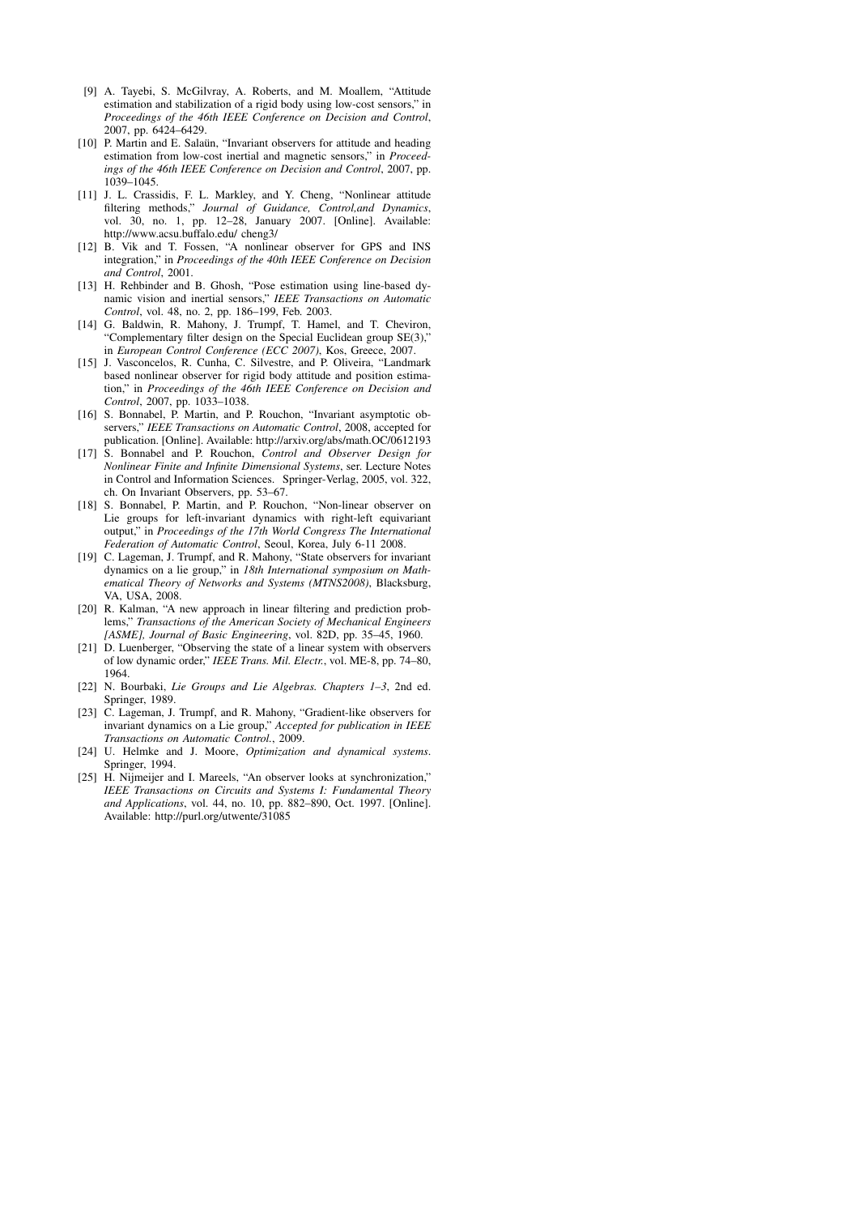[9] A. Tayebi, S. McGilvray, A. Roberts, and M. Moallem, "Attitude estimation and stabilization of a rigid body using low-cost sensors," in *Proceedings of the 46th IEEE Conference on Decision and Control*, 2007, pp. 6424–6429.

[10] P. Martin and E. Salaün, "Invariant observers for attitude and heading estimation from low-cost inertial and magnetic sensors," in *Proceedings of the 46th IEEE Conference on Decision and Control*, 2007, pp. 1039–1045.

[11] J. L. Crassidis, F. L. Markley, and Y. Cheng, "Nonlinear attitude filtering methods," *Journal of Guidance, Control,and Dynamics*, vol. 30, no. 1, pp. 12–28, January 2007. [Online]. Available: http://www.acsu.buffalo.edu/ cheng3/

[12] B. Vik and T. Fossen, "A nonlinear observer for GPS and INS integration," in *Proceedings of the 40th IEEE Conference on Decision and Control*, 2001.

[13] H. Rehbinder and B. Ghosh, "Pose estimation using line-based dynamic vision and inertial sensors," *IEEE Transactions on Automatic Control*, vol. 48, no. 2, pp. 186–199, Feb. 2003.

[14] G. Baldwin, R. Mahony, J. Trumpf, T. Hamel, and T. Cheviron, "Complementary filter design on the Special Euclidean group SE(3)," in *European Control Conference (ECC 2007)*, Kos, Greece, 2007.

[15] J. Vasconcelos, R. Cunha, C. Silvestre, and P. Oliveira, "Landmark based nonlinear observer for rigid body attitude and position estimation," in *Proceedings of the 46th IEEE Conference on Decision and Control*, 2007, pp. 1033–1038.

[16] S. Bonnabel, P. Martin, and P. Rouchon, "Invariant asymptotic observers," *IEEE Transactions on Automatic Control*, 2008, accepted for publication. [Online]. Available: http://arxiv.org/abs/math.OC/0612193

[17] S. Bonnabel and P. Rouchon, *Control and Observer Design for Nonlinear Finite and Infinite Dimensional Systems*, ser. Lecture Notes in Control and Information Sciences. Springer-Verlag, 2005, vol. 322, ch. On Invariant Observers, pp. 53–67.

[18] S. Bonnabel, P. Martin, and P. Rouchon, "Non-linear observer on Lie groups for left-invariant dynamics with right-left equivariant output," in *Proceedings of the 17th World Congress The International Federation of Automatic Control*, Seoul, Korea, July 6-11 2008.

[19] C. Lageman, J. Trumpf, and R. Mahony, "State observers for invariant dynamics on a lie group," in *18th International symposium on Mathematical Theory of Networks and Systems (MTNS2008)*, Blacksburg, VA, USA, 2008.

[20] R. Kalman, "A new approach in linear filtering and prediction problems," *Transactions of the American Society of Mechanical Engineers [ASME], Journal of Basic Engineering*, vol. 82D, pp. 35–45, 1960.

[21] D. Luenberger, "Observing the state of a linear system with observers of low dynamic order," *IEEE Trans. Mil. Electr.*, vol. ME-8, pp. 74–80, 1964.

[22] N. Bourbaki, *Lie Groups and Lie Algebras. Chapters 1–3*, 2nd ed. Springer, 1989.

[23] C. Lageman, J. Trumpf, and R. Mahony, "Gradient-like observers for invariant dynamics on a Lie group," *Accepted for publication in IEEE Transactions on Automatic Control.*, 2009.

[24] U. Helmke and J. Moore, *Optimization and dynamical systems*. Springer, 1994.

[25] H. Nijmeijer and I. Mareels, "An observer looks at synchronization," *IEEE Transactions on Circuits and Systems I: Fundamental Theory and Applications*, vol. 44, no. 10, pp. 882–890, Oct. 1997. [Online]. Available: http://purl.org/utwente/31085